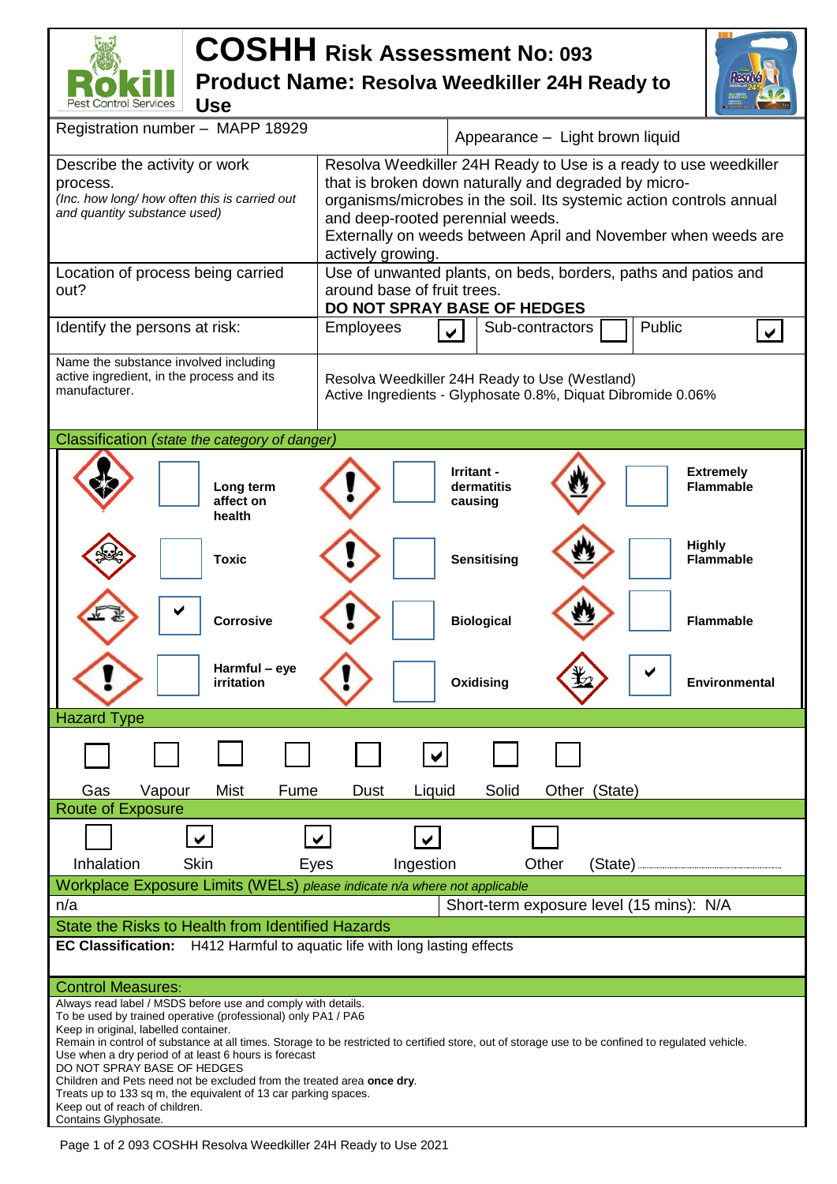# COSHH Risk Assessment No: 093

## Product Name: Resolva Weedkiller 24H Ready to Use

| | |
|---|---|
| Registration number – MAPP 18929 | Appearance – Light brown liquid |
| Describe the activity or work process. *(Inc. how long/ how often this is carried out and quantity substance used)* | Resolva Weedkiller 24H Ready to Use is a ready to use weedkiller that is broken down naturally and degraded by micro-organisms/microbes in the soil. Its systemic action controls annual and deep-rooted perennial weeds. Externally on weeds between April and November when weeds are actively growing. |
| Location of process being carried out? | Use of unwanted plants, on beds, borders, paths and patios and around base of fruit trees. **DO NOT SPRAY BASE OF HEDGES** |
| Identify the persons at risk: | Employees ✔ Sub-contractors ☐ Public ✔ |
| Name the substance involved including active ingredient, in the process and its manufacturer. | Resolva Weedkiller 24H Ready to Use (Westland) Active Ingredients - Glyphosate 0.8%, Diquat Dibromide 0.06% |

### Classification *(state the category of danger)*

| | | | | | |
|---|---|---|---|---|---|
| ☐ | **Long term affect on health** | ☐ | **Irritant - dermatitis causing** | ☐ | **Extremely Flammable** |
| ☐ | **Toxic** | ☐ | **Sensitising** | ☐ | **Highly Flammable** |
| ✔ | **Corrosive** | ☐ | **Biological** | ☐ | **Flammable** |
| ☐ | **Harmful – eye irritation** | ☐ | **Oxidising** | ✔ | **Environmental** |

### Hazard Type

| Gas | Vapour | Mist | Fume | Dust | Liquid | Solid | Other (State) |
|---|---|---|---|---|---|---|---|
| ☐ | ☐ | ☐ | ☐ | ☐ | ✔ | ☐ | ☐ |

### Route of Exposure

| Inhalation | Skin | Eyes | Ingestion | Other (State) |
|---|---|---|---|---|
| ☐ | ✔ | ✔ | ✔ | ☐ |

### Workplace Exposure Limits (WELs) *please indicate n/a where not applicable*

| | |
|---|---|
| n/a | Short-term exposure level (15 mins): N/A |

### State the Risks to Health from Identified Hazards

**EC Classification:** H412 Harmful to aquatic life with long lasting effects

### Control Measures:

Always read label / MSDS before use and comply with details.
To be used by trained operative (professional) only PA1 / PA6
Keep in original, labelled container.
Remain in control of substance at all times. Storage to be restricted to certified store, out of storage use to be confined to regulated vehicle.
Use when a dry period of at least 6 hours is forecast
DO NOT SPRAY BASE OF HEDGES
Children and Pets need not be excluded from the treated area **once dry**.
Treats up to 133 sq m, the equivalent of 13 car parking spaces.
Keep out of reach of children.
Contains Glyphosate.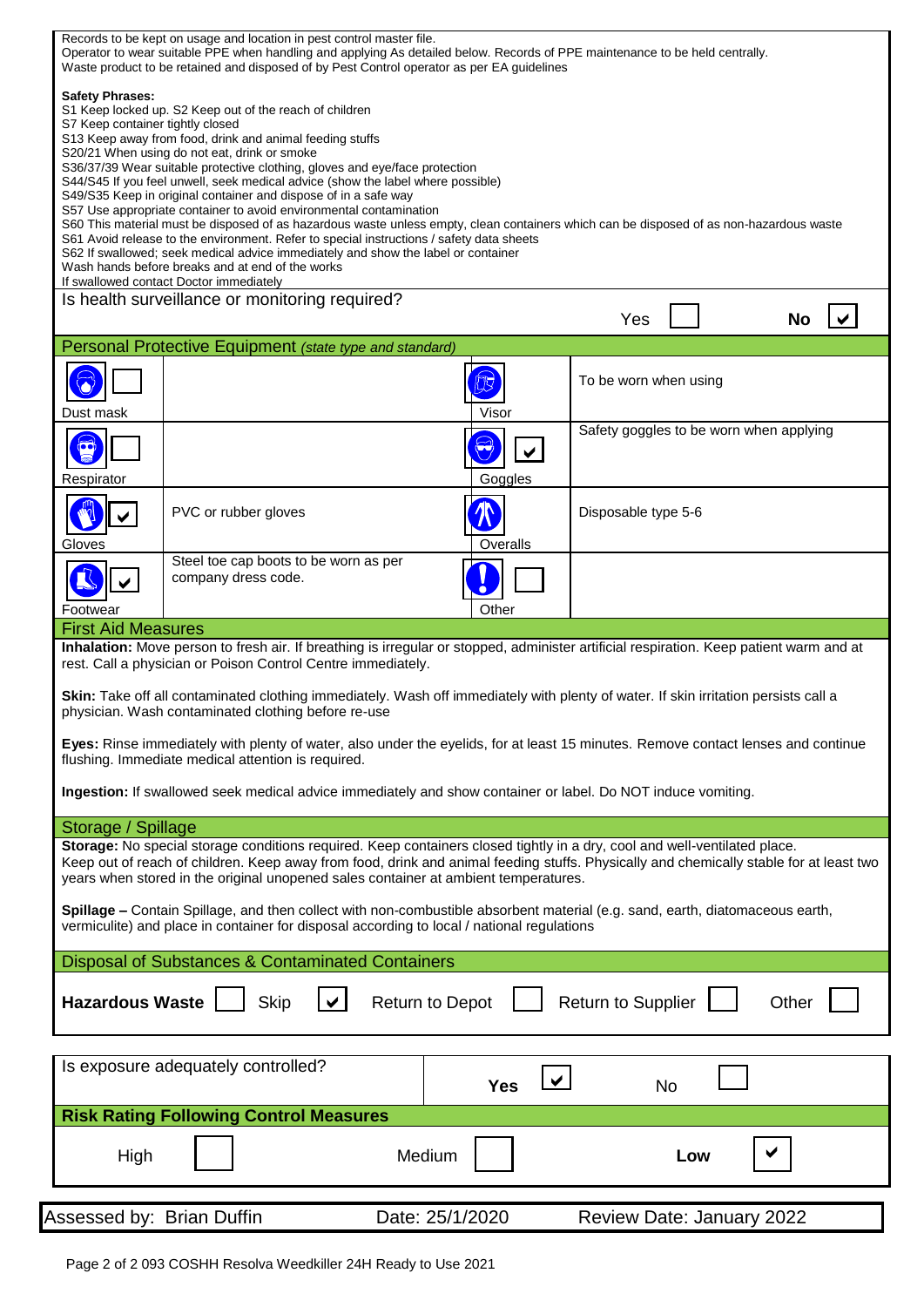Records to be kept on usage and location in pest control master file.
Operator to wear suitable PPE when handling and applying As detailed below. Records of PPE maintenance to be held centrally.
Waste product to be retained and disposed of by Pest Control operator as per EA guidelines

**Safety Phrases:**
S1 Keep locked up. S2 Keep out of the reach of children
S7 Keep container tightly closed
S13 Keep away from food, drink and animal feeding stuffs
S20/21 When using do not eat, drink or smoke
S36/37/39 Wear suitable protective clothing, gloves and eye/face protection
S44/S45 If you feel unwell, seek medical advice (show the label where possible)
S49/S35 Keep in original container and dispose of in a safe way
S57 Use appropriate container to avoid environmental contamination
S60 This material must be disposed of as hazardous waste unless empty, clean containers which can be disposed of as non-hazardous waste
S61 Avoid release to the environment. Refer to special instructions / safety data sheets
S62 If swallowed; seek medical advice immediately and show the label or container
Wash hands before breaks and at end of the works
If swallowed contact Doctor immediately

Is health surveillance or monitoring required? Yes ☐ **No** ☑

## Personal Protective Equipment *(state type and standard)*

| PPE | Details | PPE | Details |
|---|---|---|---|
| Dust mask ☐ | | Visor | To be worn when using |
| Respirator ☐ | | Goggles ☑ | Safety goggles to be worn when applying |
| Gloves ☑ | PVC or rubber gloves | Overalls | Disposable type 5-6 |
| Footwear ☑ | Steel toe cap boots to be worn as per company dress code. | Other ☐ | |

## First Aid Measures

**Inhalation:** Move person to fresh air. If breathing is irregular or stopped, administer artificial respiration. Keep patient warm and at rest. Call a physician or Poison Control Centre immediately.

**Skin:** Take off all contaminated clothing immediately. Wash off immediately with plenty of water. If skin irritation persists call a physician. Wash contaminated clothing before re-use

**Eyes:** Rinse immediately with plenty of water, also under the eyelids, for at least 15 minutes. Remove contact lenses and continue flushing. Immediate medical attention is required.

**Ingestion:** If swallowed seek medical advice immediately and show container or label. Do NOT induce vomiting.

## Storage / Spillage

**Storage:** No special storage conditions required. Keep containers closed tightly in a dry, cool and well-ventilated place.
Keep out of reach of children. Keep away from food, drink and animal feeding stuffs. Physically and chemically stable for at least two years when stored in the original unopened sales container at ambient temperatures.

**Spillage –** Contain Spillage, and then collect with non-combustible absorbent material (e.g. sand, earth, diatomaceous earth, vermiculite) and place in container for disposal according to local / national regulations

## Disposal of Substances & Contaminated Containers

**Hazardous Waste** ☐ Skip ☑ Return to Depot ☐ Return to Supplier ☐ Other ☐

Is exposure adequately controlled? **Yes** ☑ No ☐

## Risk Rating Following Control Measures

High ☐ Medium ☐ **Low** ☑

Assessed by: Brian Duffin Date: 25/1/2020 Review Date: January 2022

093 COSHH Resolva Weedkiller 24H Ready to Use 2021